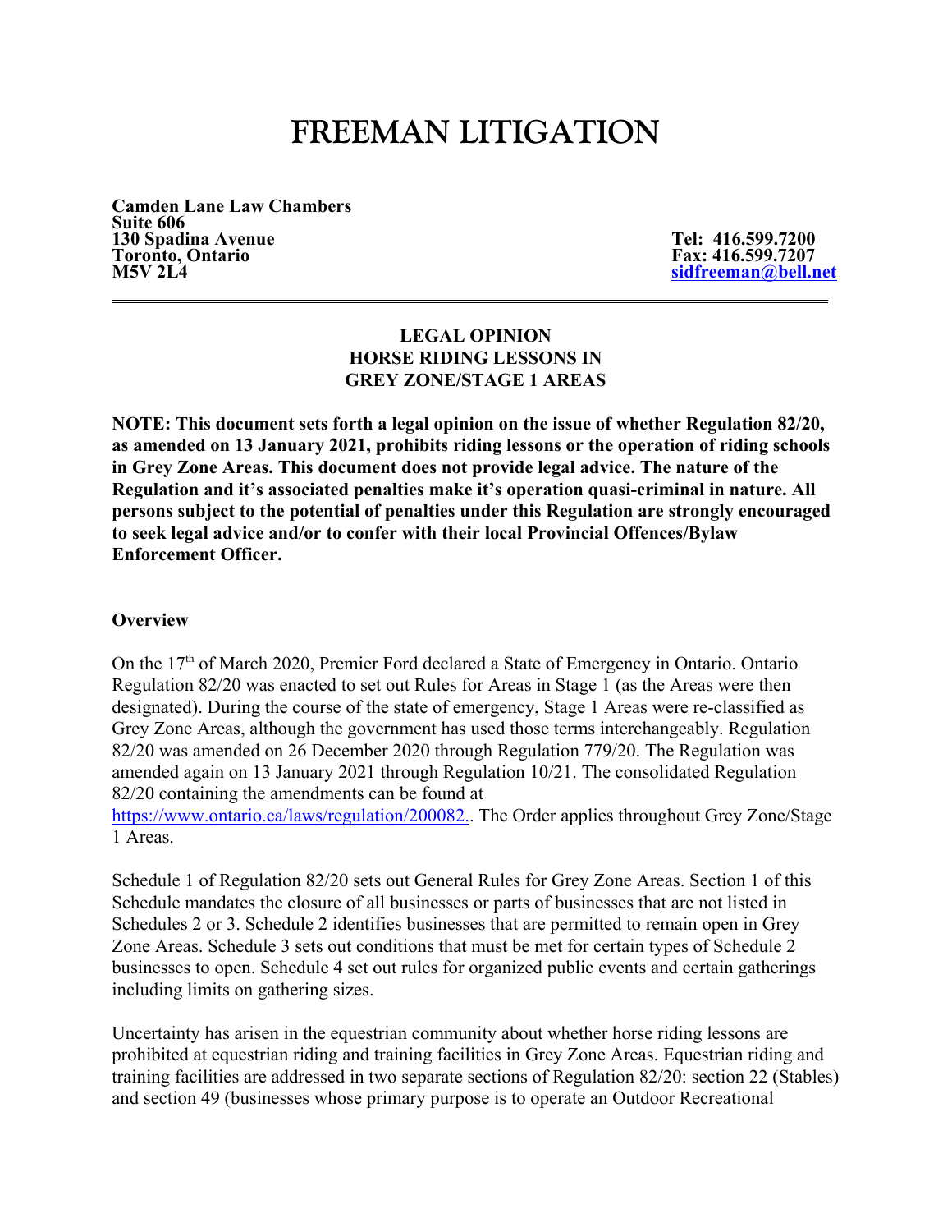# FREEMAN LITIGATION

**Camden Lane Law Chambers**
**Suite 606**
**130 Spadina Avenue**
**Toronto, Ontario**
**M5V 2L4**

**Tel: 416.599.7200**
**Fax: 416.599.7207**
**sidfreeman@bell.net**

---

**LEGAL OPINION**
**HORSE RIDING LESSONS IN**
**GREY ZONE/STAGE 1 AREAS**

**NOTE: This document sets forth a legal opinion on the issue of whether Regulation 82/20, as amended on 13 January 2021, prohibits riding lessons or the operation of riding schools in Grey Zone Areas. This document does not provide legal advice. The nature of the Regulation and it's associated penalties make it's operation quasi-criminal in nature. All persons subject to the potential of penalties under this Regulation are strongly encouraged to seek legal advice and/or to confer with their local Provincial Offences/Bylaw Enforcement Officer.**

## Overview

On the 17th of March 2020, Premier Ford declared a State of Emergency in Ontario. Ontario Regulation 82/20 was enacted to set out Rules for Areas in Stage 1 (as the Areas were then designated). During the course of the state of emergency, Stage 1 Areas were re-classified as Grey Zone Areas, although the government has used those terms interchangeably. Regulation 82/20 was amended on 26 December 2020 through Regulation 779/20. The Regulation was amended again on 13 January 2021 through Regulation 10/21. The consolidated Regulation 82/20 containing the amendments can be found at https://www.ontario.ca/laws/regulation/200082.. The Order applies throughout Grey Zone/Stage 1 Areas.

Schedule 1 of Regulation 82/20 sets out General Rules for Grey Zone Areas. Section 1 of this Schedule mandates the closure of all businesses or parts of businesses that are not listed in Schedules 2 or 3. Schedule 2 identifies businesses that are permitted to remain open in Grey Zone Areas. Schedule 3 sets out conditions that must be met for certain types of Schedule 2 businesses to open. Schedule 4 set out rules for organized public events and certain gatherings including limits on gathering sizes.

Uncertainty has arisen in the equestrian community about whether horse riding lessons are prohibited at equestrian riding and training facilities in Grey Zone Areas. Equestrian riding and training facilities are addressed in two separate sections of Regulation 82/20: section 22 (Stables) and section 49 (businesses whose primary purpose is to operate an Outdoor Recreational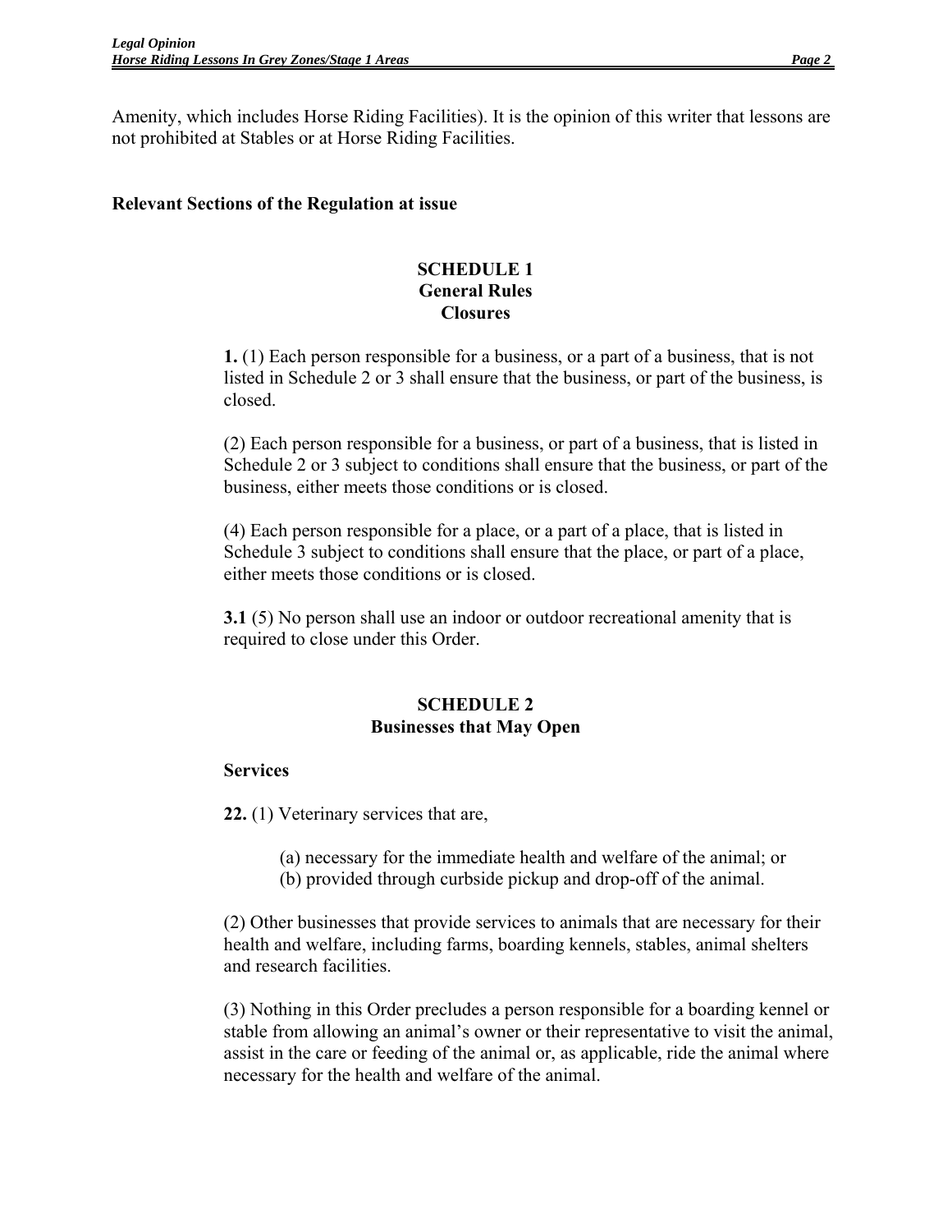Amenity, which includes Horse Riding Facilities). It is the opinion of this writer that lessons are not prohibited at Stables or at Horse Riding Facilities.

**Relevant Sections of the Regulation at issue**

**SCHEDULE 1**
**General Rules**
**Closures**

**1.** (1) Each person responsible for a business, or a part of a business, that is not listed in Schedule 2 or 3 shall ensure that the business, or part of the business, is closed.

(2) Each person responsible for a business, or part of a business, that is listed in Schedule 2 or 3 subject to conditions shall ensure that the business, or part of the business, either meets those conditions or is closed.

(4) Each person responsible for a place, or a part of a place, that is listed in Schedule 3 subject to conditions shall ensure that the place, or part of a place, either meets those conditions or is closed.

**3.1** (5) No person shall use an indoor or outdoor recreational amenity that is required to close under this Order.

**SCHEDULE 2**
**Businesses that May Open**

**Services**

**22.** (1) Veterinary services that are,

(a) necessary for the immediate health and welfare of the animal; or
(b) provided through curbside pickup and drop-off of the animal.

(2) Other businesses that provide services to animals that are necessary for their health and welfare, including farms, boarding kennels, stables, animal shelters and research facilities.

(3) Nothing in this Order precludes a person responsible for a boarding kennel or stable from allowing an animal's owner or their representative to visit the animal, assist in the care or feeding of the animal or, as applicable, ride the animal where necessary for the health and welfare of the animal.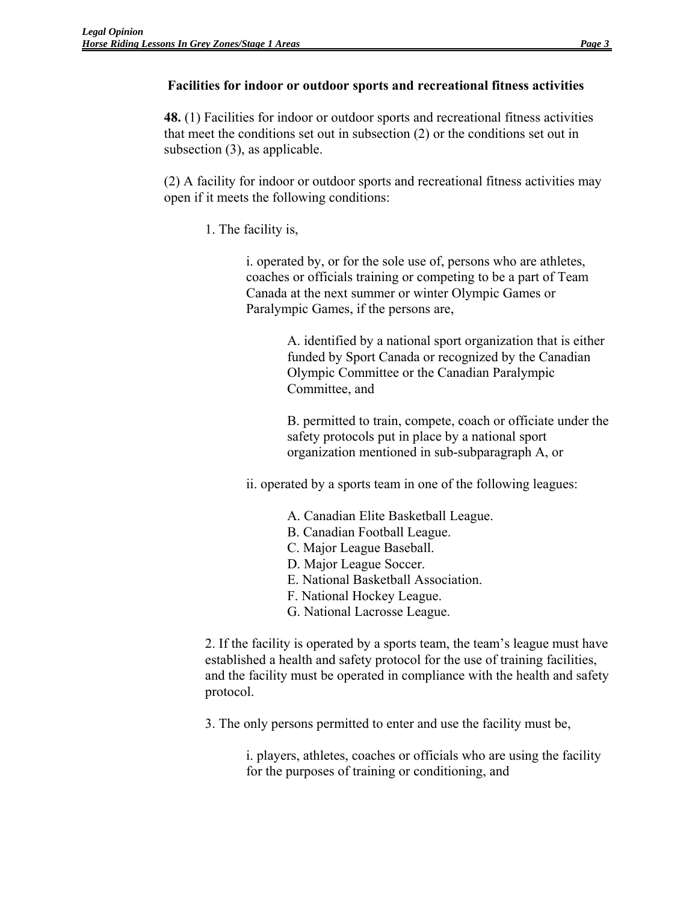**Facilities for indoor or outdoor sports and recreational fitness activities**

**48.** (1) Facilities for indoor or outdoor sports and recreational fitness activities that meet the conditions set out in subsection (2) or the conditions set out in subsection (3), as applicable.

(2) A facility for indoor or outdoor sports and recreational fitness activities may open if it meets the following conditions:

1. The facility is,

   i. operated by, or for the sole use of, persons who are athletes, coaches or officials training or competing to be a part of Team Canada at the next summer or winter Olympic Games or Paralympic Games, if the persons are,

      A. identified by a national sport organization that is either funded by Sport Canada or recognized by the Canadian Olympic Committee or the Canadian Paralympic Committee, and

      B. permitted to train, compete, coach or officiate under the safety protocols put in place by a national sport organization mentioned in sub-subparagraph A, or

   ii. operated by a sports team in one of the following leagues:

      A. Canadian Elite Basketball League.
      B. Canadian Football League.
      C. Major League Baseball.
      D. Major League Soccer.
      E. National Basketball Association.
      F. National Hockey League.
      G. National Lacrosse League.

2. If the facility is operated by a sports team, the team's league must have established a health and safety protocol for the use of training facilities, and the facility must be operated in compliance with the health and safety protocol.

3. The only persons permitted to enter and use the facility must be,

   i. players, athletes, coaches or officials who are using the facility for the purposes of training or conditioning, and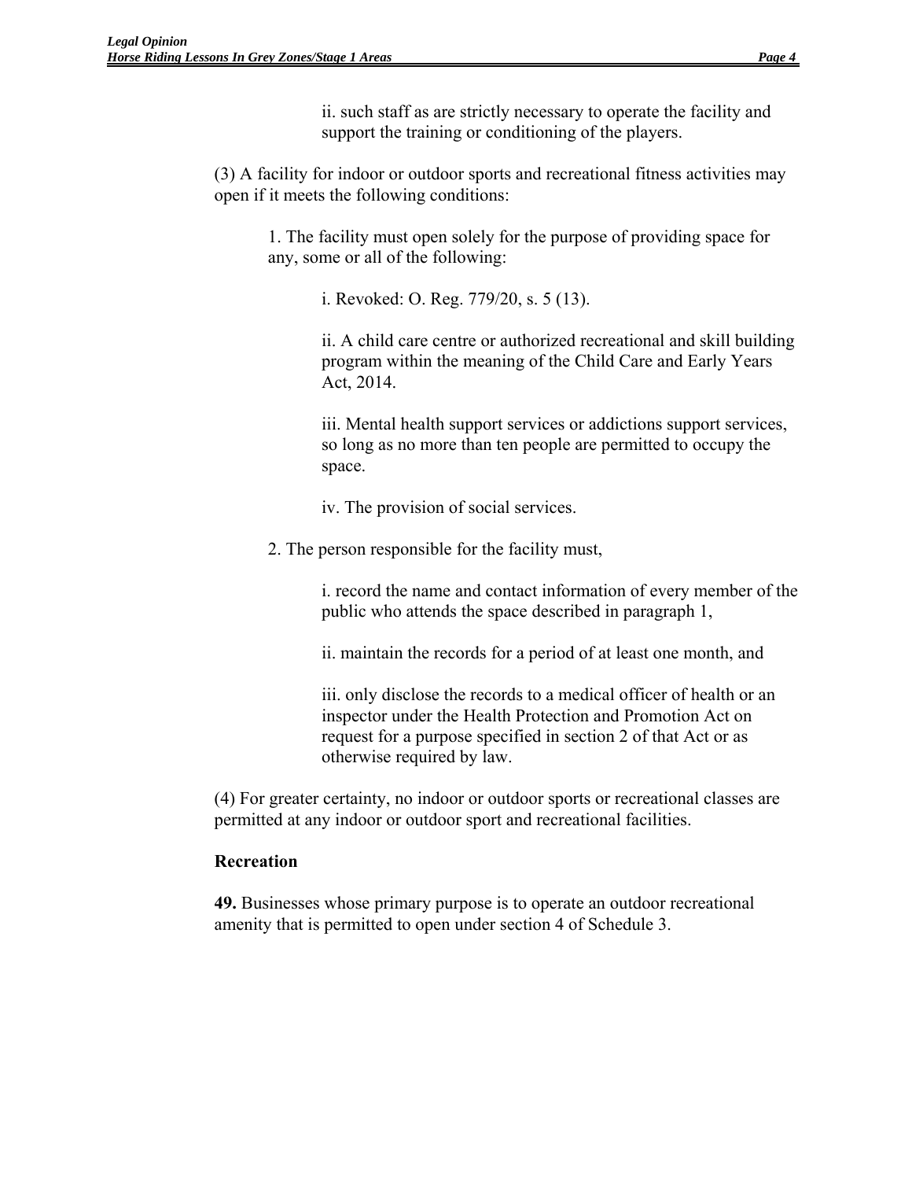ii. such staff as are strictly necessary to operate the facility and support the training or conditioning of the players.

(3) A facility for indoor or outdoor sports and recreational fitness activities may open if it meets the following conditions:

1. The facility must open solely for the purpose of providing space for any, some or all of the following:

i. Revoked: O. Reg. 779/20, s. 5 (13).

ii. A child care centre or authorized recreational and skill building program within the meaning of the Child Care and Early Years Act, 2014.

iii. Mental health support services or addictions support services, so long as no more than ten people are permitted to occupy the space.

iv. The provision of social services.

2. The person responsible for the facility must,

i. record the name and contact information of every member of the public who attends the space described in paragraph 1,

ii. maintain the records for a period of at least one month, and

iii. only disclose the records to a medical officer of health or an inspector under the Health Protection and Promotion Act on request for a purpose specified in section 2 of that Act or as otherwise required by law.

(4) For greater certainty, no indoor or outdoor sports or recreational classes are permitted at any indoor or outdoor sport and recreational facilities.

**Recreation**

**49.** Businesses whose primary purpose is to operate an outdoor recreational amenity that is permitted to open under section 4 of Schedule 3.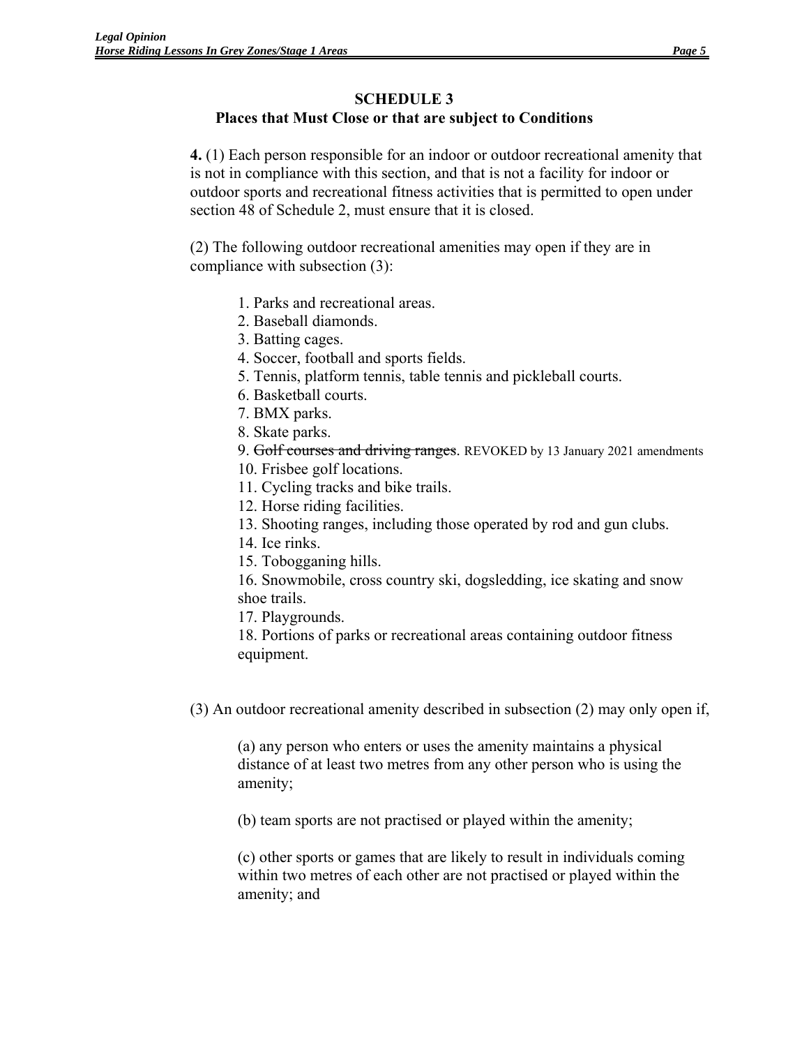## SCHEDULE 3
### Places that Must Close or that are subject to Conditions

**4.** (1) Each person responsible for an indoor or outdoor recreational amenity that is not in compliance with this section, and that is not a facility for indoor or outdoor sports and recreational fitness activities that is permitted to open under section 48 of Schedule 2, must ensure that it is closed.

(2) The following outdoor recreational amenities may open if they are in compliance with subsection (3):

1. Parks and recreational areas.
2. Baseball diamonds.
3. Batting cages.
4. Soccer, football and sports fields.
5. Tennis, platform tennis, table tennis and pickleball courts.
6. Basketball courts.
7. BMX parks.
8. Skate parks.
9. ~~Golf courses and driving ranges~~. REVOKED by 13 January 2021 amendments
10. Frisbee golf locations.
11. Cycling tracks and bike trails.
12. Horse riding facilities.
13. Shooting ranges, including those operated by rod and gun clubs.
14. Ice rinks.
15. Tobogganing hills.
16. Snowmobile, cross country ski, dogsledding, ice skating and snow shoe trails.
17. Playgrounds.
18. Portions of parks or recreational areas containing outdoor fitness equipment.

(3) An outdoor recreational amenity described in subsection (2) may only open if,

(a) any person who enters or uses the amenity maintains a physical distance of at least two metres from any other person who is using the amenity;

(b) team sports are not practised or played within the amenity;

(c) other sports or games that are likely to result in individuals coming within two metres of each other are not practised or played within the amenity; and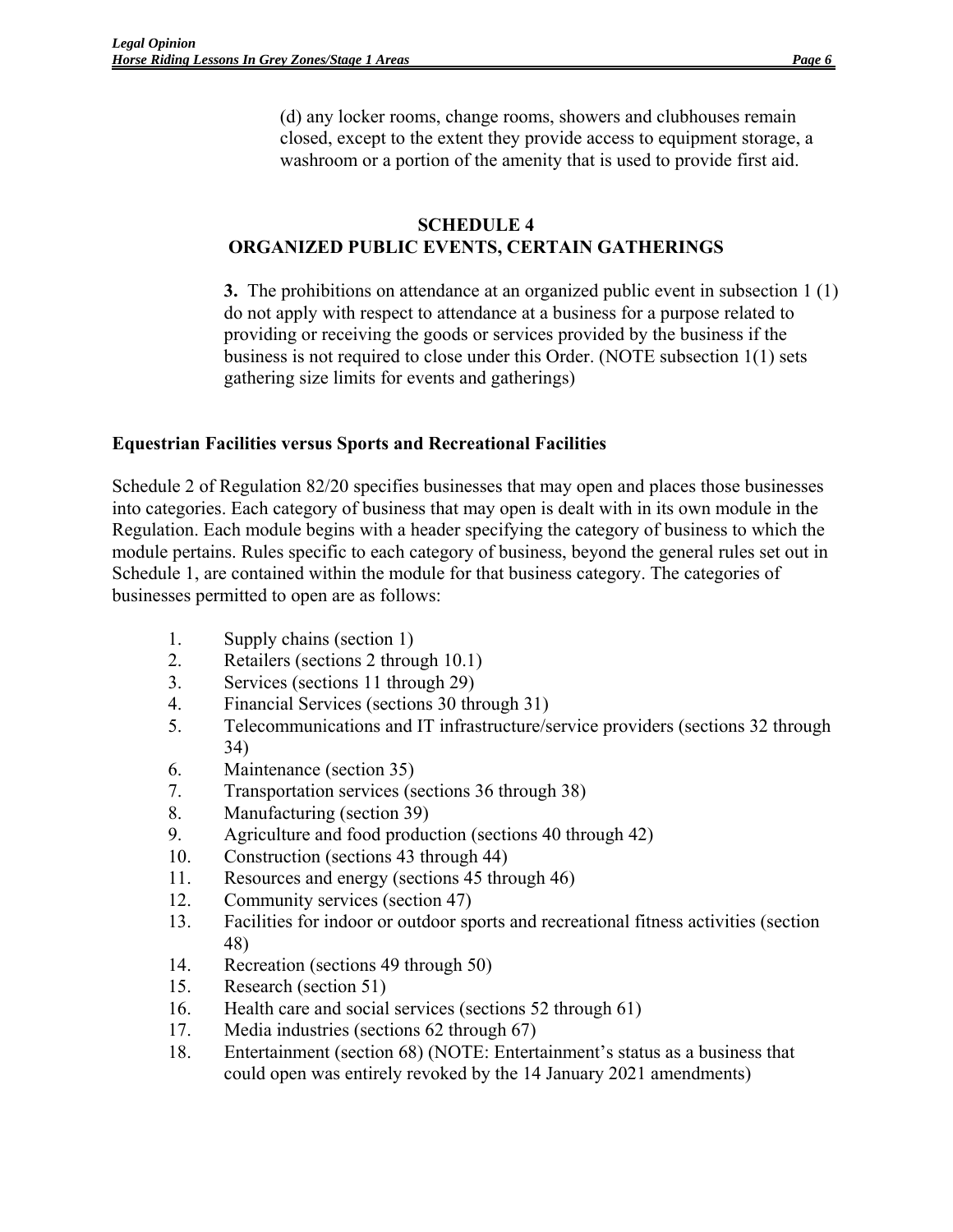(d) any locker rooms, change rooms, showers and clubhouses remain closed, except to the extent they provide access to equipment storage, a washroom or a portion of the amenity that is used to provide first aid.

**SCHEDULE 4**
**ORGANIZED PUBLIC EVENTS, CERTAIN GATHERINGS**

**3.** The prohibitions on attendance at an organized public event in subsection 1 (1) do not apply with respect to attendance at a business for a purpose related to providing or receiving the goods or services provided by the business if the business is not required to close under this Order. (NOTE subsection 1(1) sets gathering size limits for events and gatherings)

### Equestrian Facilities versus Sports and Recreational Facilities

Schedule 2 of Regulation 82/20 specifies businesses that may open and places those businesses into categories. Each category of business that may open is dealt with in its own module in the Regulation. Each module begins with a header specifying the category of business to which the module pertains. Rules specific to each category of business, beyond the general rules set out in Schedule 1, are contained within the module for that business category. The categories of businesses permitted to open are as follows:

1. Supply chains (section 1)
2. Retailers (sections 2 through 10.1)
3. Services (sections 11 through 29)
4. Financial Services (sections 30 through 31)
5. Telecommunications and IT infrastructure/service providers (sections 32 through 34)
6. Maintenance (section 35)
7. Transportation services (sections 36 through 38)
8. Manufacturing (section 39)
9. Agriculture and food production (sections 40 through 42)
10. Construction (sections 43 through 44)
11. Resources and energy (sections 45 through 46)
12. Community services (section 47)
13. Facilities for indoor or outdoor sports and recreational fitness activities (section 48)
14. Recreation (sections 49 through 50)
15. Research (section 51)
16. Health care and social services (sections 52 through 61)
17. Media industries (sections 62 through 67)
18. Entertainment (section 68) (NOTE: Entertainment's status as a business that could open was entirely revoked by the 14 January 2021 amendments)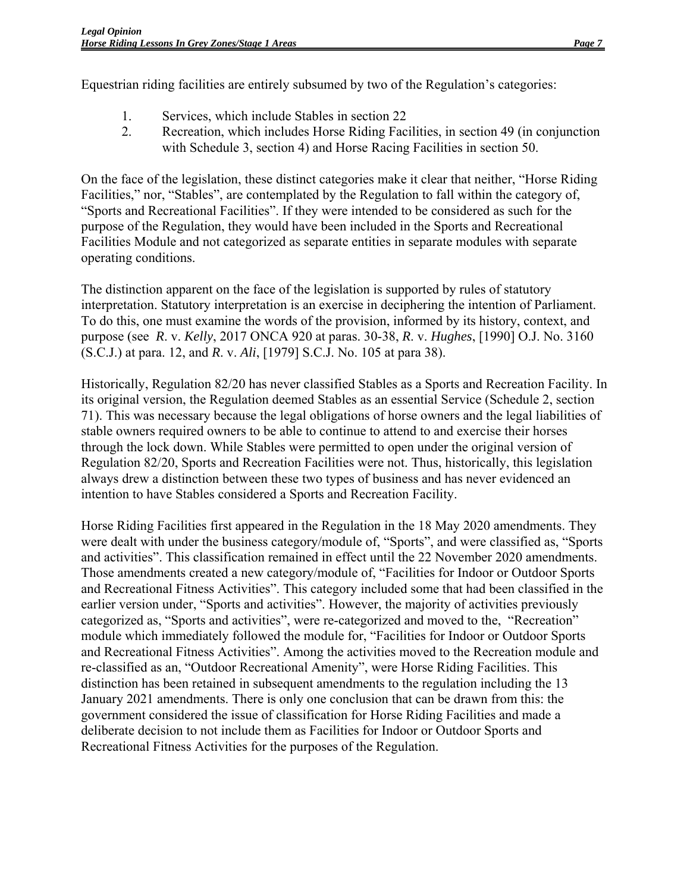Equestrian riding facilities are entirely subsumed by two of the Regulation's categories:

1. Services, which include Stables in section 22
2. Recreation, which includes Horse Riding Facilities, in section 49 (in conjunction with Schedule 3, section 4) and Horse Racing Facilities in section 50.

On the face of the legislation, these distinct categories make it clear that neither, "Horse Riding Facilities," nor, "Stables", are contemplated by the Regulation to fall within the category of, "Sports and Recreational Facilities". If they were intended to be considered as such for the purpose of the Regulation, they would have been included in the Sports and Recreational Facilities Module and not categorized as separate entities in separate modules with separate operating conditions.

The distinction apparent on the face of the legislation is supported by rules of statutory interpretation. Statutory interpretation is an exercise in deciphering the intention of Parliament. To do this, one must examine the words of the provision, informed by its history, context, and purpose (see *R*. v. *Kelly*, 2017 ONCA 920 at paras. 30-38, *R*. v. *Hughes*, [1990] O.J. No. 3160 (S.C.J.) at para. 12, and *R*. v. *Ali*, [1979] S.C.J. No. 105 at para 38).

Historically, Regulation 82/20 has never classified Stables as a Sports and Recreation Facility. In its original version, the Regulation deemed Stables as an essential Service (Schedule 2, section 71). This was necessary because the legal obligations of horse owners and the legal liabilities of stable owners required owners to be able to continue to attend to and exercise their horses through the lock down. While Stables were permitted to open under the original version of Regulation 82/20, Sports and Recreation Facilities were not. Thus, historically, this legislation always drew a distinction between these two types of business and has never evidenced an intention to have Stables considered a Sports and Recreation Facility.

Horse Riding Facilities first appeared in the Regulation in the 18 May 2020 amendments. They were dealt with under the business category/module of, "Sports", and were classified as, "Sports and activities". This classification remained in effect until the 22 November 2020 amendments. Those amendments created a new category/module of, "Facilities for Indoor or Outdoor Sports and Recreational Fitness Activities". This category included some that had been classified in the earlier version under, "Sports and activities". However, the majority of activities previously categorized as, "Sports and activities", were re-categorized and moved to the, "Recreation" module which immediately followed the module for, "Facilities for Indoor or Outdoor Sports and Recreational Fitness Activities". Among the activities moved to the Recreation module and re-classified as an, "Outdoor Recreational Amenity", were Horse Riding Facilities. This distinction has been retained in subsequent amendments to the regulation including the 13 January 2021 amendments. There is only one conclusion that can be drawn from this: the government considered the issue of classification for Horse Riding Facilities and made a deliberate decision to not include them as Facilities for Indoor or Outdoor Sports and Recreational Fitness Activities for the purposes of the Regulation.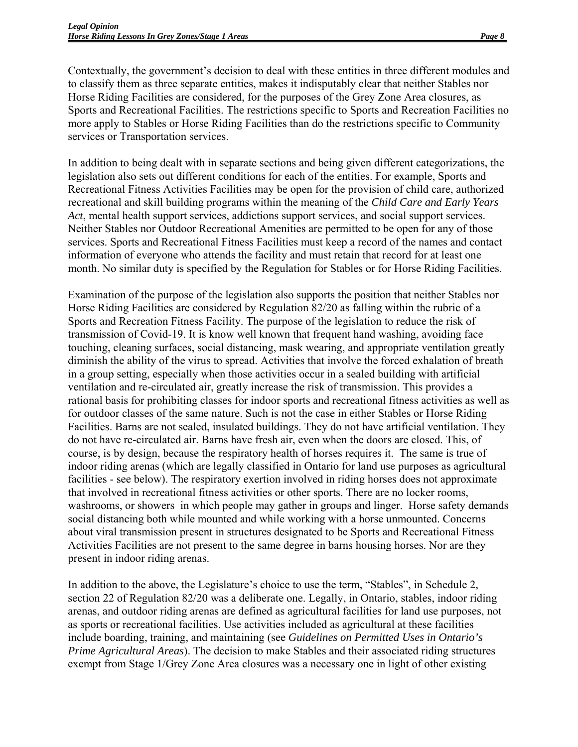Contextually, the government's decision to deal with these entities in three different modules and to classify them as three separate entities, makes it indisputably clear that neither Stables nor Horse Riding Facilities are considered, for the purposes of the Grey Zone Area closures, as Sports and Recreational Facilities. The restrictions specific to Sports and Recreation Facilities no more apply to Stables or Horse Riding Facilities than do the restrictions specific to Community services or Transportation services.

In addition to being dealt with in separate sections and being given different categorizations, the legislation also sets out different conditions for each of the entities. For example, Sports and Recreational Fitness Activities Facilities may be open for the provision of child care, authorized recreational and skill building programs within the meaning of the *Child Care and Early Years Act*, mental health support services, addictions support services, and social support services. Neither Stables nor Outdoor Recreational Amenities are permitted to be open for any of those services. Sports and Recreational Fitness Facilities must keep a record of the names and contact information of everyone who attends the facility and must retain that record for at least one month. No similar duty is specified by the Regulation for Stables or for Horse Riding Facilities.

Examination of the purpose of the legislation also supports the position that neither Stables nor Horse Riding Facilities are considered by Regulation 82/20 as falling within the rubric of a Sports and Recreation Fitness Facility. The purpose of the legislation to reduce the risk of transmission of Covid-19. It is know well known that frequent hand washing, avoiding face touching, cleaning surfaces, social distancing, mask wearing, and appropriate ventilation greatly diminish the ability of the virus to spread. Activities that involve the forced exhalation of breath in a group setting, especially when those activities occur in a sealed building with artificial ventilation and re-circulated air, greatly increase the risk of transmission. This provides a rational basis for prohibiting classes for indoor sports and recreational fitness activities as well as for outdoor classes of the same nature. Such is not the case in either Stables or Horse Riding Facilities. Barns are not sealed, insulated buildings. They do not have artificial ventilation. They do not have re-circulated air. Barns have fresh air, even when the doors are closed. This, of course, is by design, because the respiratory health of horses requires it. The same is true of indoor riding arenas (which are legally classified in Ontario for land use purposes as agricultural facilities - see below). The respiratory exertion involved in riding horses does not approximate that involved in recreational fitness activities or other sports. There are no locker rooms, washrooms, or showers in which people may gather in groups and linger. Horse safety demands social distancing both while mounted and while working with a horse unmounted. Concerns about viral transmission present in structures designated to be Sports and Recreational Fitness Activities Facilities are not present to the same degree in barns housing horses. Nor are they present in indoor riding arenas.

In addition to the above, the Legislature's choice to use the term, "Stables", in Schedule 2, section 22 of Regulation 82/20 was a deliberate one. Legally, in Ontario, stables, indoor riding arenas, and outdoor riding arenas are defined as agricultural facilities for land use purposes, not as sports or recreational facilities. Use activities included as agricultural at these facilities include boarding, training, and maintaining (see *Guidelines on Permitted Uses in Ontario's Prime Agricultural Areas*). The decision to make Stables and their associated riding structures exempt from Stage 1/Grey Zone Area closures was a necessary one in light of other existing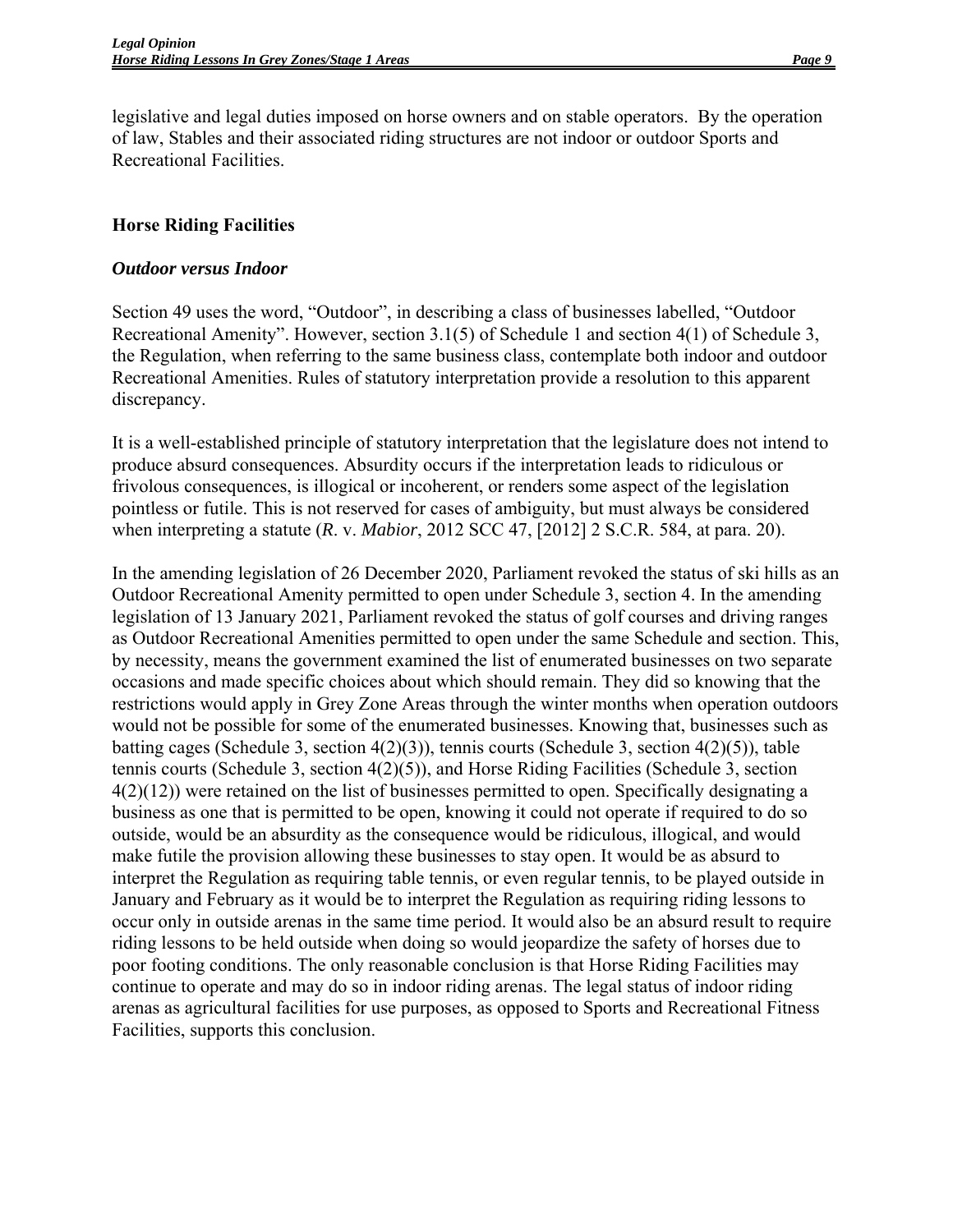legislative and legal duties imposed on horse owners and on stable operators. By the operation of law, Stables and their associated riding structures are not indoor or outdoor Sports and Recreational Facilities.

## Horse Riding Facilities

### *Outdoor versus Indoor*

Section 49 uses the word, "Outdoor", in describing a class of businesses labelled, "Outdoor Recreational Amenity". However, section 3.1(5) of Schedule 1 and section 4(1) of Schedule 3, the Regulation, when referring to the same business class, contemplate both indoor and outdoor Recreational Amenities. Rules of statutory interpretation provide a resolution to this apparent discrepancy.

It is a well-established principle of statutory interpretation that the legislature does not intend to produce absurd consequences. Absurdity occurs if the interpretation leads to ridiculous or frivolous consequences, is illogical or incoherent, or renders some aspect of the legislation pointless or futile. This is not reserved for cases of ambiguity, but must always be considered when interpreting a statute (*R*. v. *Mabior*, 2012 SCC 47, [2012] 2 S.C.R. 584, at para. 20).

In the amending legislation of 26 December 2020, Parliament revoked the status of ski hills as an Outdoor Recreational Amenity permitted to open under Schedule 3, section 4. In the amending legislation of 13 January 2021, Parliament revoked the status of golf courses and driving ranges as Outdoor Recreational Amenities permitted to open under the same Schedule and section. This, by necessity, means the government examined the list of enumerated businesses on two separate occasions and made specific choices about which should remain. They did so knowing that the restrictions would apply in Grey Zone Areas through the winter months when operation outdoors would not be possible for some of the enumerated businesses. Knowing that, businesses such as batting cages (Schedule 3, section 4(2)(3)), tennis courts (Schedule 3, section 4(2)(5)), table tennis courts (Schedule 3, section 4(2)(5)), and Horse Riding Facilities (Schedule 3, section 4(2)(12)) were retained on the list of businesses permitted to open. Specifically designating a business as one that is permitted to be open, knowing it could not operate if required to do so outside, would be an absurdity as the consequence would be ridiculous, illogical, and would make futile the provision allowing these businesses to stay open. It would be as absurd to interpret the Regulation as requiring table tennis, or even regular tennis, to be played outside in January and February as it would be to interpret the Regulation as requiring riding lessons to occur only in outside arenas in the same time period. It would also be an absurd result to require riding lessons to be held outside when doing so would jeopardize the safety of horses due to poor footing conditions. The only reasonable conclusion is that Horse Riding Facilities may continue to operate and may do so in indoor riding arenas. The legal status of indoor riding arenas as agricultural facilities for use purposes, as opposed to Sports and Recreational Fitness Facilities, supports this conclusion.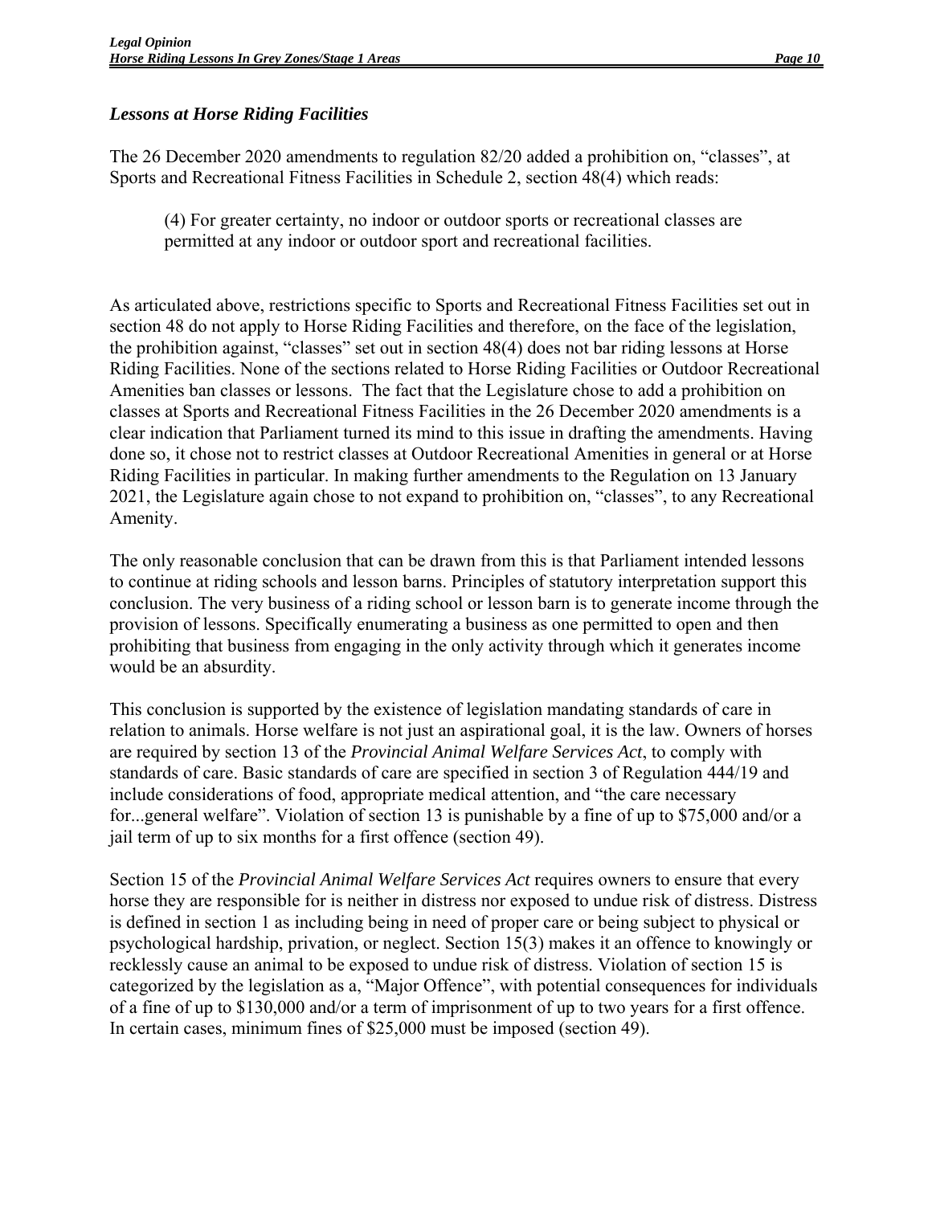### *Lessons at Horse Riding Facilities*

The 26 December 2020 amendments to regulation 82/20 added a prohibition on, "classes", at Sports and Recreational Fitness Facilities in Schedule 2, section 48(4) which reads:

> (4) For greater certainty, no indoor or outdoor sports or recreational classes are permitted at any indoor or outdoor sport and recreational facilities.

As articulated above, restrictions specific to Sports and Recreational Fitness Facilities set out in section 48 do not apply to Horse Riding Facilities and therefore, on the face of the legislation, the prohibition against, "classes" set out in section 48(4) does not bar riding lessons at Horse Riding Facilities. None of the sections related to Horse Riding Facilities or Outdoor Recreational Amenities ban classes or lessons. The fact that the Legislature chose to add a prohibition on classes at Sports and Recreational Fitness Facilities in the 26 December 2020 amendments is a clear indication that Parliament turned its mind to this issue in drafting the amendments. Having done so, it chose not to restrict classes at Outdoor Recreational Amenities in general or at Horse Riding Facilities in particular. In making further amendments to the Regulation on 13 January 2021, the Legislature again chose to not expand to prohibition on, "classes", to any Recreational Amenity.

The only reasonable conclusion that can be drawn from this is that Parliament intended lessons to continue at riding schools and lesson barns. Principles of statutory interpretation support this conclusion. The very business of a riding school or lesson barn is to generate income through the provision of lessons. Specifically enumerating a business as one permitted to open and then prohibiting that business from engaging in the only activity through which it generates income would be an absurdity.

This conclusion is supported by the existence of legislation mandating standards of care in relation to animals. Horse welfare is not just an aspirational goal, it is the law. Owners of horses are required by section 13 of the *Provincial Animal Welfare Services Act*, to comply with standards of care. Basic standards of care are specified in section 3 of Regulation 444/19 and include considerations of food, appropriate medical attention, and "the care necessary for...general welfare". Violation of section 13 is punishable by a fine of up to $75,000 and/or a jail term of up to six months for a first offence (section 49).

Section 15 of the *Provincial Animal Welfare Services Act* requires owners to ensure that every horse they are responsible for is neither in distress nor exposed to undue risk of distress. Distress is defined in section 1 as including being in need of proper care or being subject to physical or psychological hardship, privation, or neglect. Section 15(3) makes it an offence to knowingly or recklessly cause an animal to be exposed to undue risk of distress. Violation of section 15 is categorized by the legislation as a, "Major Offence", with potential consequences for individuals of a fine of up to $130,000 and/or a term of imprisonment of up to two years for a first offence. In certain cases, minimum fines of $25,000 must be imposed (section 49).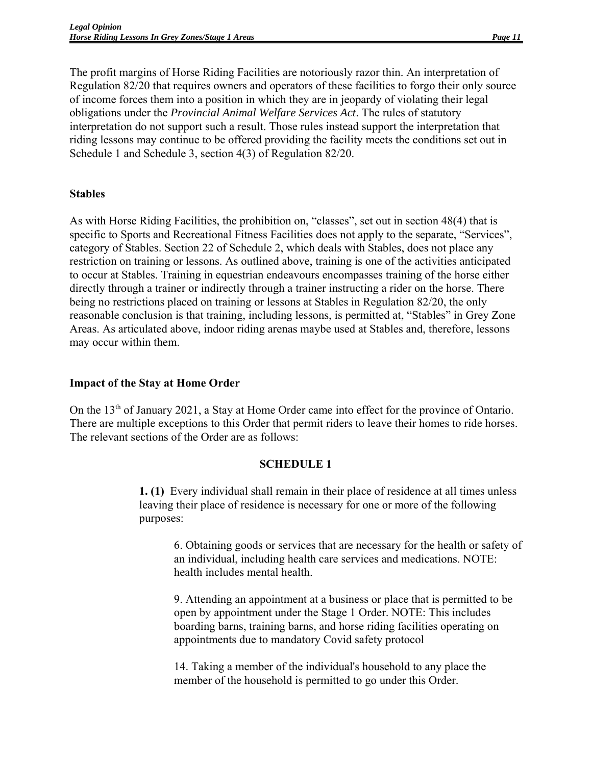The profit margins of Horse Riding Facilities are notoriously razor thin. An interpretation of Regulation 82/20 that requires owners and operators of these facilities to forgo their only source of income forces them into a position in which they are in jeopardy of violating their legal obligations under the *Provincial Animal Welfare Services Act*. The rules of statutory interpretation do not support such a result. Those rules instead support the interpretation that riding lessons may continue to be offered providing the facility meets the conditions set out in Schedule 1 and Schedule 3, section 4(3) of Regulation 82/20.

**Stables**

As with Horse Riding Facilities, the prohibition on, "classes", set out in section 48(4) that is specific to Sports and Recreational Fitness Facilities does not apply to the separate, "Services", category of Stables. Section 22 of Schedule 2, which deals with Stables, does not place any restriction on training or lessons. As outlined above, training is one of the activities anticipated to occur at Stables. Training in equestrian endeavours encompasses training of the horse either directly through a trainer or indirectly through a trainer instructing a rider on the horse. There being no restrictions placed on training or lessons at Stables in Regulation 82/20, the only reasonable conclusion is that training, including lessons, is permitted at, "Stables" in Grey Zone Areas. As articulated above, indoor riding arenas maybe used at Stables and, therefore, lessons may occur within them.

**Impact of the Stay at Home Order**

On the 13th of January 2021, a Stay at Home Order came into effect for the province of Ontario. There are multiple exceptions to this Order that permit riders to leave their homes to ride horses. The relevant sections of the Order are as follows:

> **SCHEDULE 1**
>
> **1. (1)** Every individual shall remain in their place of residence at all times unless leaving their place of residence is necessary for one or more of the following purposes:
>
> 6. Obtaining goods or services that are necessary for the health or safety of an individual, including health care services and medications. NOTE: health includes mental health.
>
> 9. Attending an appointment at a business or place that is permitted to be open by appointment under the Stage 1 Order. NOTE: This includes boarding barns, training barns, and horse riding facilities operating on appointments due to mandatory Covid safety protocol
>
> 14. Taking a member of the individual's household to any place the member of the household is permitted to go under this Order.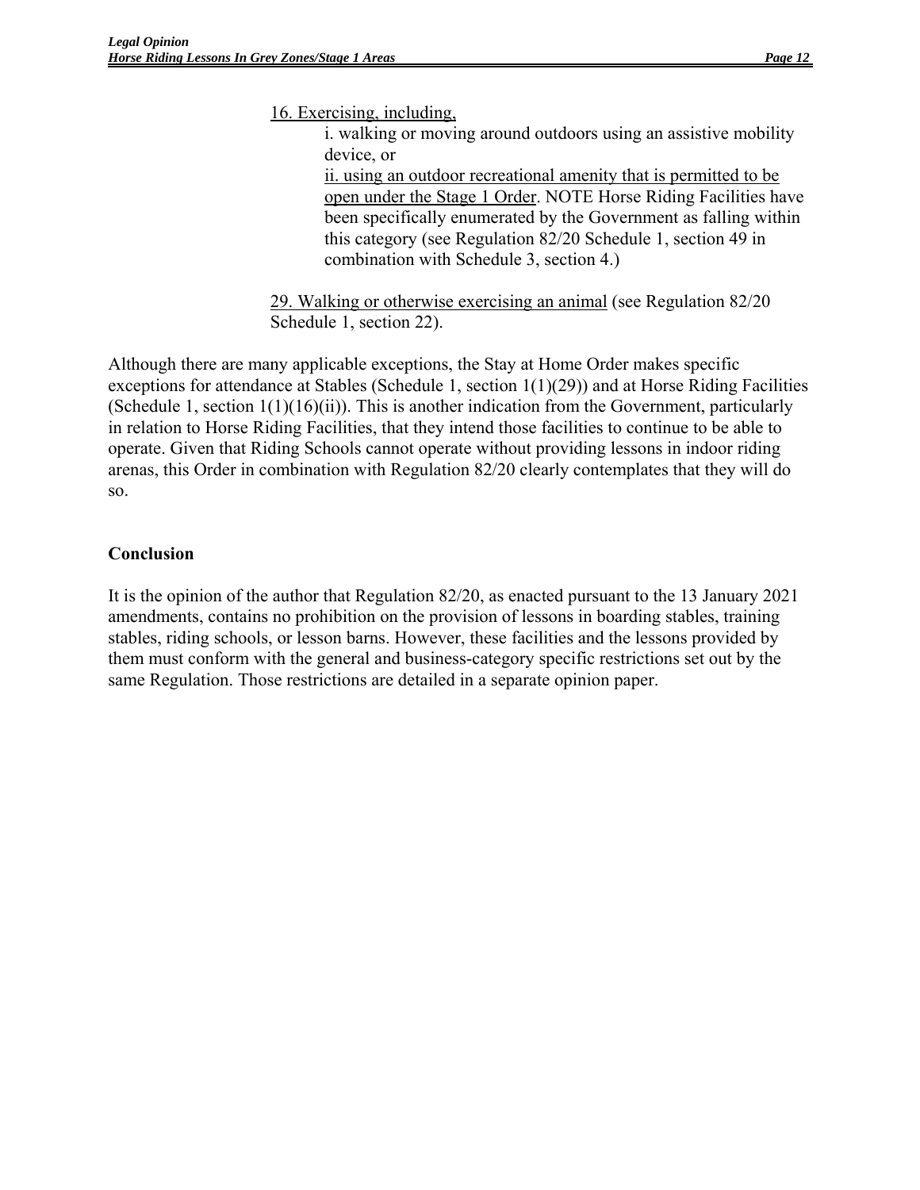16. Exercising, including,

i. walking or moving around outdoors using an assistive mobility device, or

ii. using an outdoor recreational amenity that is permitted to be open under the Stage 1 Order. NOTE Horse Riding Facilities have been specifically enumerated by the Government as falling within this category (see Regulation 82/20 Schedule 1, section 49 in combination with Schedule 3, section 4.)

29. Walking or otherwise exercising an animal (see Regulation 82/20 Schedule 1, section 22).

Although there are many applicable exceptions, the Stay at Home Order makes specific exceptions for attendance at Stables (Schedule 1, section 1(1)(29)) and at Horse Riding Facilities (Schedule 1, section 1(1)(16)(ii)). This is another indication from the Government, particularly in relation to Horse Riding Facilities, that they intend those facilities to continue to be able to operate. Given that Riding Schools cannot operate without providing lessons in indoor riding arenas, this Order in combination with Regulation 82/20 clearly contemplates that they will do so.

**Conclusion**

It is the opinion of the author that Regulation 82/20, as enacted pursuant to the 13 January 2021 amendments, contains no prohibition on the provision of lessons in boarding stables, training stables, riding schools, or lesson barns. However, these facilities and the lessons provided by them must conform with the general and business-category specific restrictions set out by the same Regulation. Those restrictions are detailed in a separate opinion paper.